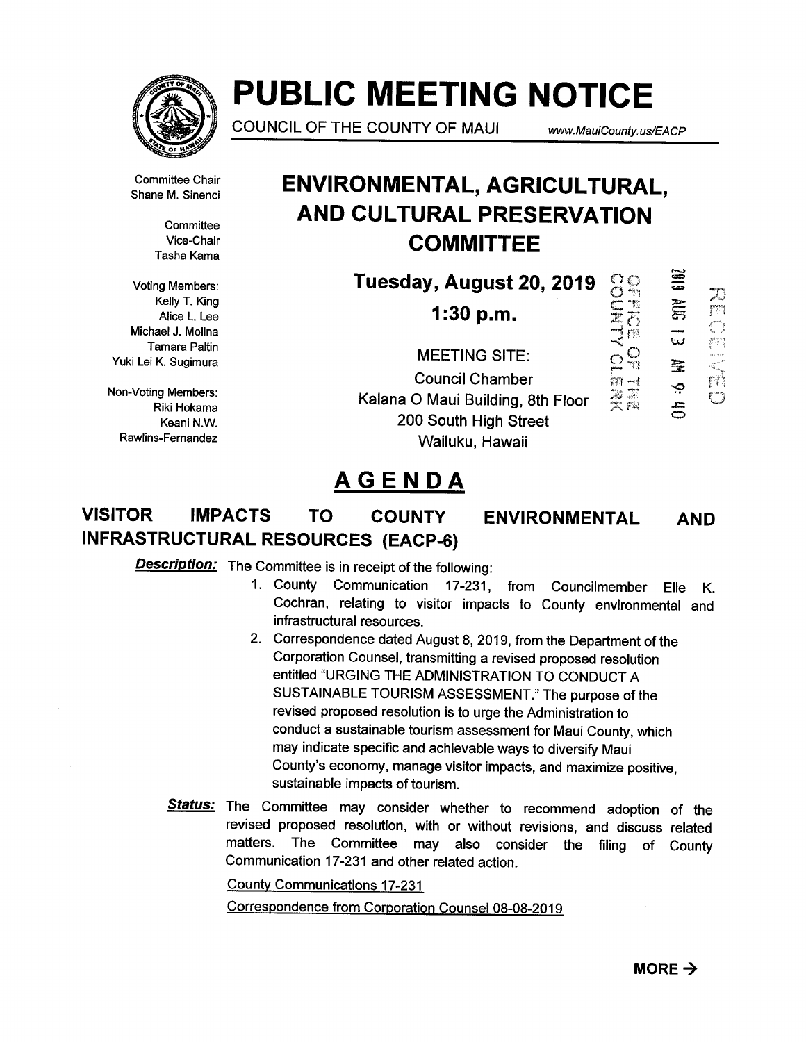# PUBLIC MEETING NOTICE

COUNCIL OF THE COUNTY OF MAUI www.MauiCounty.us/EACP

Committee Chair
Shane M. Sinenci

Committee
Vice-Chair
Tasha Kama

Voting Members:
Kelly T. King
Alice L. Lee
Michael J. Molina
Tamara Paltin
Yuki Lei K. Sugimura

Non-Voting Members:
Riki Hokama
Keani N.W.
Rawlins-Fernandez

## ENVIRONMENTAL, AGRICULTURAL, AND CULTURAL PRESERVATION COMMITTEE

**Tuesday, August 20, 2019**

**1:30 p.m.**

MEETING SITE:
Council Chamber
Kalana O Maui Building, 8th Floor
200 South High Street
Wailuku, Hawaii

OFFICE OF THE COUNTY CLERK
2019 AUG 13 AM 9:40
RECEIVED

## AGENDA

### VISITOR IMPACTS TO COUNTY ENVIRONMENTAL AND INFRASTRUCTURAL RESOURCES (EACP-6)

***Description:*** The Committee is in receipt of the following:

1. County Communication 17-231, from Councilmember Elle K. Cochran, relating to visitor impacts to County environmental and infrastructural resources.
2. Correspondence dated August 8, 2019, from the Department of the Corporation Counsel, transmitting a revised proposed resolution entitled "URGING THE ADMINISTRATION TO CONDUCT A SUSTAINABLE TOURISM ASSESSMENT." The purpose of the revised proposed resolution is to urge the Administration to conduct a sustainable tourism assessment for Maui County, which may indicate specific and achievable ways to diversify Maui County's economy, manage visitor impacts, and maximize positive, sustainable impacts of tourism.

***Status:*** The Committee may consider whether to recommend adoption of the revised proposed resolution, with or without revisions, and discuss related matters. The Committee may also consider the filing of County Communication 17-231 and other related action.

County Communications 17-231

Correspondence from Corporation Counsel 08-08-2019

**MORE →**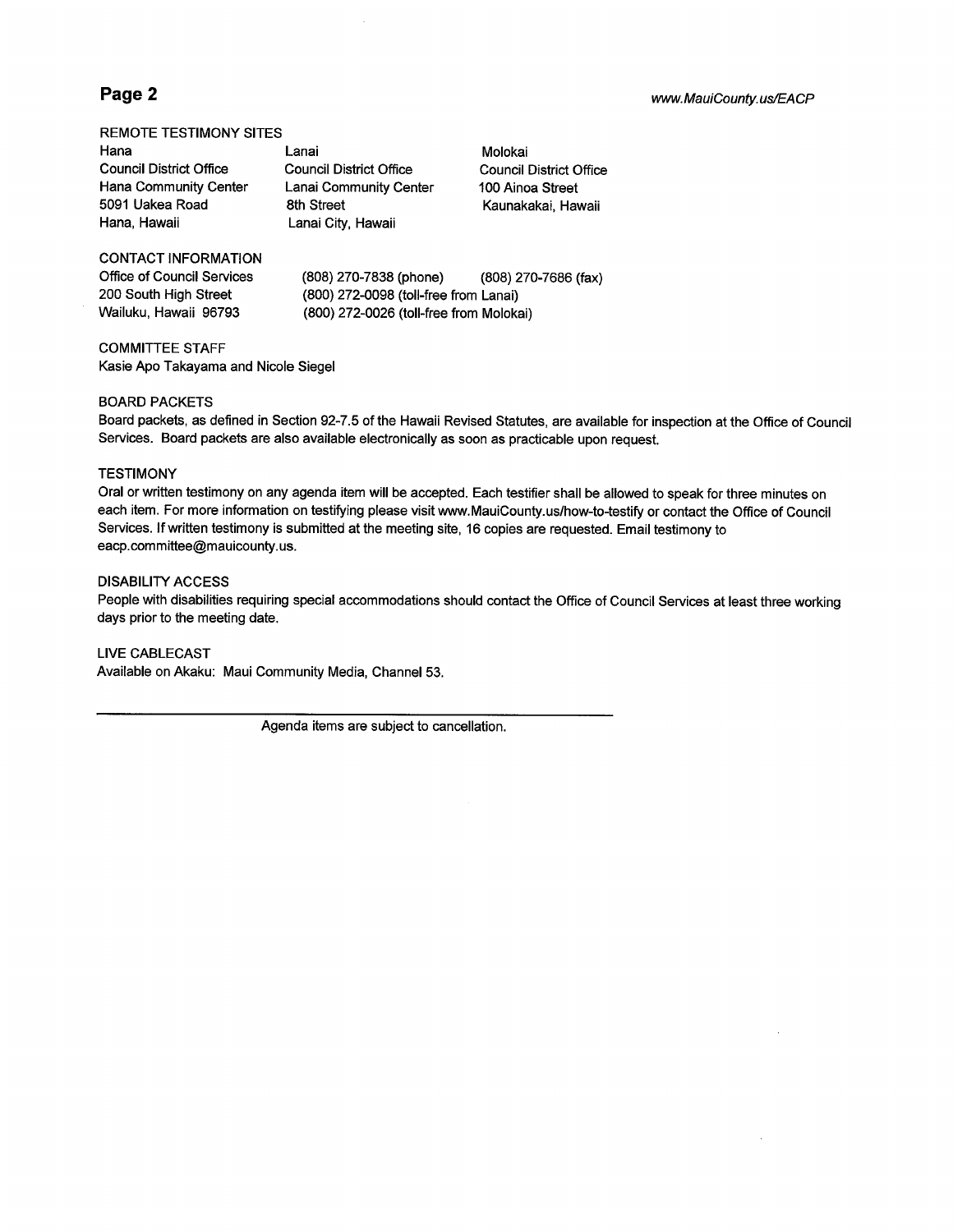REMOTE TESTIMONY SITES

| Hana | Lanai | Molokai |
| --- | --- | --- |
| Council District Office | Council District Office | Council District Office |
| Hana Community Center | Lanai Community Center | 100 Ainoa Street |
| 5091 Uakea Road | 8th Street | Kaunakakai, Hawaii |
| Hana, Hawaii | Lanai City, Hawaii | |

CONTACT INFORMATION

| | | |
| --- | --- | --- |
| Office of Council Services | (808) 270-7838 (phone) | (808) 270-7686 (fax) |
| 200 South High Street | (800) 272-0098 (toll-free from Lanai) | |
| Wailuku, Hawaii 96793 | (800) 272-0026 (toll-free from Molokai) | |

COMMITTEE STAFF

Kasie Apo Takayama and Nicole Siegel

BOARD PACKETS

Board packets, as defined in Section 92-7.5 of the Hawaii Revised Statutes, are available for inspection at the Office of Council Services. Board packets are also available electronically as soon as practicable upon request.

TESTIMONY

Oral or written testimony on any agenda item will be accepted. Each testifier shall be allowed to speak for three minutes on each item. For more information on testifying please visit www.MauiCounty.us/how-to-testify or contact the Office of Council Services. If written testimony is submitted at the meeting site, 16 copies are requested. Email testimony to eacp.committee@mauicounty.us.

DISABILITY ACCESS

People with disabilities requiring special accommodations should contact the Office of Council Services at least three working days prior to the meeting date.

LIVE CABLECAST

Available on Akaku: Maui Community Media, Channel 53.

---

Agenda items are subject to cancellation.